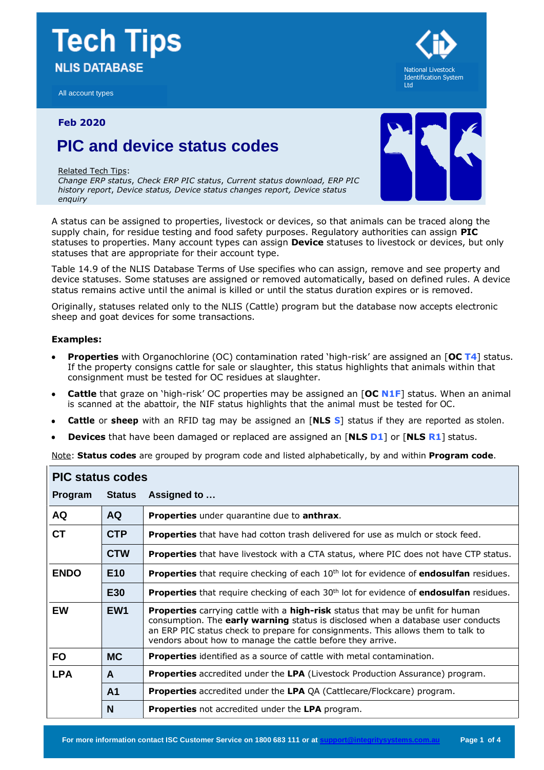# Tech Tips

**NLIS DATABASE**

All account types

National Livestock Identification System Ltd

**Feb 2020**

## PIC and device status codes

Related Tech Tips:
*Change ERP status, Check ERP PIC status, Current status download, ERP PIC history report, Device status, Device status changes report, Device status enquiry*

A status can be assigned to properties, livestock or devices, so that animals can be traced along the supply chain, for residue testing and food safety purposes. Regulatory authorities can assign **PIC** statuses to properties. Many account types can assign **Device** statuses to livestock or devices, but only statuses that are appropriate for their account type.

Table 14.9 of the NLIS Database Terms of Use specifies who can assign, remove and see property and device statuses. Some statuses are assigned or removed automatically, based on defined rules. A device status remains active until the animal is killed or until the status duration expires or is removed.

Originally, statuses related only to the NLIS (Cattle) program but the database now accepts electronic sheep and goat devices for some transactions.

**Examples:**

- **Properties** with Organochlorine (OC) contamination rated 'high-risk' are assigned an [**OC T4**] status. If the property consigns cattle for sale or slaughter, this status highlights that animals within that consignment must be tested for OC residues at slaughter.
- **Cattle** that graze on 'high-risk' OC properties may be assigned an [**OC N1F**] status. When an animal is scanned at the abattoir, the NIF status highlights that the animal must be tested for OC.
- **Cattle** or **sheep** with an RFID tag may be assigned an [**NLS S**] status if they are reported as stolen.
- **Devices** that have been damaged or replaced are assigned an [**NLS D1**] or [**NLS R1**] status.

Note: **Status codes** are grouped by program code and listed alphabetically, by and within **Program code**.

### PIC status codes

| Program | Status | Assigned to … |
|---|---|---|
| **AQ** | **AQ** | **Properties** under quarantine due to **anthrax**. |
| **CT** | **CTP** | **Properties** that have had cotton trash delivered for use as mulch or stock feed. |
| | **CTW** | **Properties** that have livestock with a CTA status, where PIC does not have CTP status. |
| **ENDO** | **E10** | **Properties** that require checking of each 10th lot for evidence of **endosulfan** residues. |
| | **E30** | **Properties** that require checking of each 30th lot for evidence of **endosulfan** residues. |
| **EW** | **EW1** | **Properties** carrying cattle with a **high-risk** status that may be unfit for human consumption. The **early warning** status is disclosed when a database user conducts an ERP PIC status check to prepare for consignments. This allows them to talk to vendors about how to manage the cattle before they arrive. |
| **FO** | **MC** | **Properties** identified as a source of cattle with metal contamination. |
| **LPA** | **A** | **Properties** accredited under the **LPA** (Livestock Production Assurance) program. |
| | **A1** | **Properties** accredited under the **LPA** QA (Cattlecare/Flockcare) program. |
| | **N** | **Properties** not accredited under the **LPA** program. |

For more information contact ISC Customer Service on 1800 683 111 or at support@integritysystems.com.au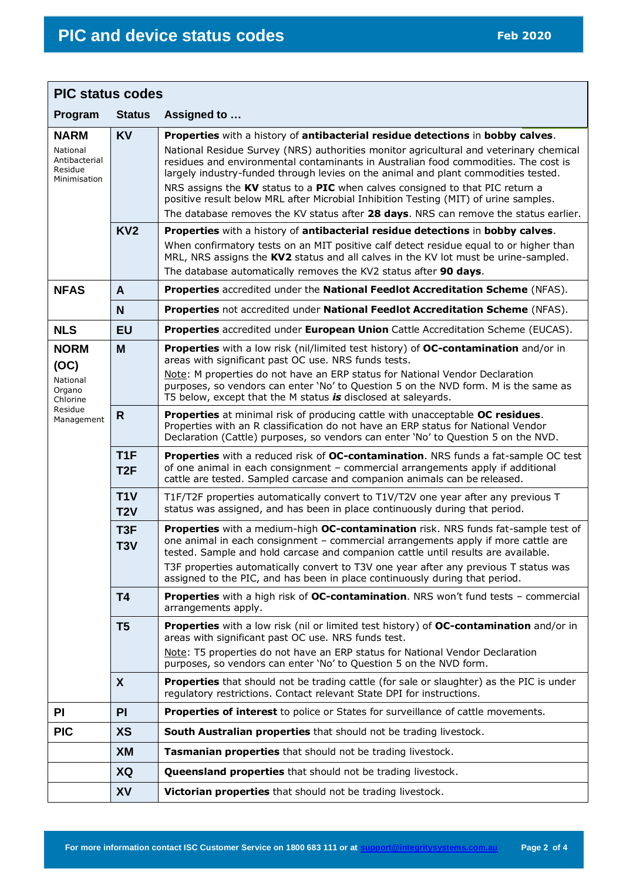# PIC and device status codes

Feb 2020

## PIC status codes

| Program | Status | Assigned to … |
| --- | --- | --- |
| **NARM** National Antibacterial Residue Minimisation | **KV** | **Properties** with a history of **antibacterial residue detections** in **bobby calves**. National Residue Survey (NRS) authorities monitor agricultural and veterinary chemical residues and environmental contaminants in Australian food commodities. The cost is largely industry-funded through levies on the animal and plant commodities tested. NRS assigns the **KV** status to a **PIC** when calves consigned to that PIC return a positive result below MRL after Microbial Inhibition Testing (MIT) of urine samples. The database removes the KV status after **28 days**. NRS can remove the status earlier. |
| | **KV2** | **Properties** with a history of **antibacterial residue detections** in **bobby calves**. When confirmatory tests on an MIT positive calf detect residue equal to or higher than MRL, NRS assigns the **KV2** status and all calves in the KV lot must be urine-sampled. The database automatically removes the KV2 status after **90 days**. |
| **NFAS** | **A** | **Properties** accredited under the **National Feedlot Accreditation Scheme** (NFAS). |
| | **N** | **Properties** not accredited under **National Feedlot Accreditation Scheme** (NFAS). |
| **NLS** | **EU** | **Properties** accredited under **European Union** Cattle Accreditation Scheme (EUCAS). |
| **NORM (OC)** National Organo Chlorine Residue Management | **M** | **Properties** with a low risk (nil/limited test history) of **OC-contamination** and/or in areas with significant past OC use. NRS funds tests. Note: M properties do not have an ERP status for National Vendor Declaration purposes, so vendors can enter 'No' to Question 5 on the NVD form. M is the same as T5 below, except that the M status ***is*** disclosed at saleyards. |
| | **R** | **Properties** at minimal risk of producing cattle with unacceptable **OC residues**. Properties with an R classification do not have an ERP status for National Vendor Declaration (Cattle) purposes, so vendors can enter 'No' to Question 5 on the NVD. |
| | **T1F T2F** | **Properties** with a reduced risk of **OC-contamination**. NRS funds a fat-sample OC test of one animal in each consignment – commercial arrangements apply if additional cattle are tested. Sampled carcase and companion animals can be released. |
| | **T1V T2V** | T1F/T2F properties automatically convert to T1V/T2V one year after any previous T status was assigned, and has been in place continuously during that period. |
| | **T3F T3V** | **Properties** with a medium-high **OC-contamination** risk. NRS funds fat-sample test of one animal in each consignment – commercial arrangements apply if more cattle are tested. Sample and hold carcase and companion cattle until results are available. T3F properties automatically convert to T3V one year after any previous T status was assigned to the PIC, and has been in place continuously during that period. |
| | **T4** | **Properties** with a high risk of **OC-contamination**. NRS won't fund tests – commercial arrangements apply. |
| | **T5** | **Properties** with a low risk (nil or limited test history) of **OC-contamination** and/or in areas with significant past OC use. NRS funds test. Note: T5 properties do not have an ERP status for National Vendor Declaration purposes, so vendors can enter 'No' to Question 5 on the NVD form. |
| | **X** | **Properties** that should not be trading cattle (for sale or slaughter) as the PIC is under regulatory restrictions. Contact relevant State DPI for instructions. |
| **PI** | **PI** | **Properties of interest** to police or States for surveillance of cattle movements. |
| **PIC** | **XS** | **South Australian properties** that should not be trading livestock. |
| | **XM** | **Tasmanian properties** that should not be trading livestock. |
| | **XQ** | **Queensland properties** that should not be trading livestock. |
| | **XV** | **Victorian properties** that should not be trading livestock. |

For more information contact ISC Customer Service on 1800 683 111 or at support@integritysystems.com.au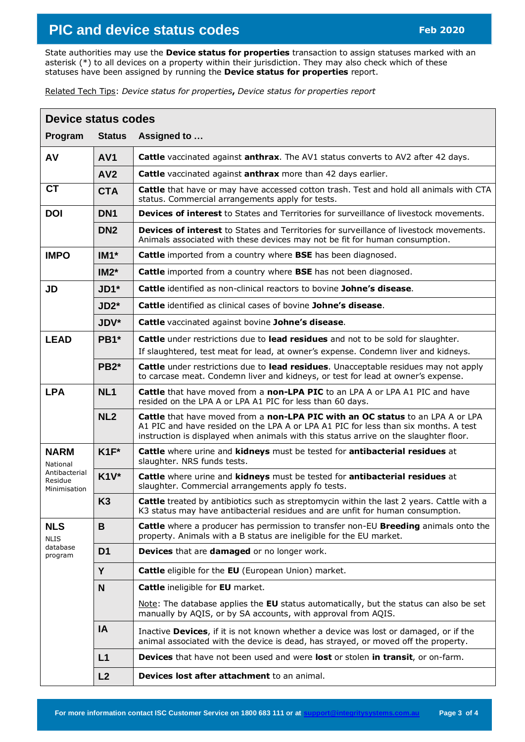# PIC and device status codes

**Feb 2020**

State authorities may use the **Device status for properties** transaction to assign statuses marked with an asterisk (*) to all devices on a property within their jurisdiction. They may also check which of these statuses have been assigned by running the **Device status for properties** report.

Related Tech Tips: *Device status for properties**,** Device status for properties report*

## Device status codes

| Program | Status | Assigned to … |
|---|---|---|
| **AV** | **AV1** | **Cattle** vaccinated against **anthrax**. The AV1 status converts to AV2 after 42 days. |
| | **AV2** | **Cattle** vaccinated against **anthrax** more than 42 days earlier. |
| **CT** | **CTA** | **Cattle** that have or may have accessed cotton trash. Test and hold all animals with CTA status. Commercial arrangements apply for tests. |
| **DOI** | **DN1** | **Devices of interest** to States and Territories for surveillance of livestock movements. |
| | **DN2** | **Devices of interest** to States and Territories for surveillance of livestock movements. Animals associated with these devices may not be fit for human consumption. |
| **IMPO** | **IM1*** | **Cattle** imported from a country where **BSE** has been diagnosed. |
| | **IM2*** | **Cattle** imported from a country where **BSE** has not been diagnosed. |
| **JD** | **JD1*** | **Cattle** identified as non-clinical reactors to bovine **Johne's disease**. |
| | **JD2*** | **Cattle** identified as clinical cases of bovine **Johne's disease**. |
| | **JDV*** | **Cattle** vaccinated against bovine **Johne's disease**. |
| **LEAD** | **PB1*** | **Cattle** under restrictions due to **lead residues** and not to be sold for slaughter. If slaughtered, test meat for lead, at owner's expense. Condemn liver and kidneys. |
| | **PB2*** | **Cattle** under restrictions due to **lead residues**. Unacceptable residues may not apply to carcase meat. Condemn liver and kidneys, or test for lead at owner's expense. |
| **LPA** | **NL1** | **Cattle** that have moved from a **non-LPA PIC** to an LPA A or LPA A1 PIC and have resided on the LPA A or LPA A1 PIC for less than 60 days. |
| | **NL2** | **Cattle** that have moved from a **non-LPA PIC with an OC status** to an LPA A or LPA A1 PIC and have resided on the LPA A or LPA A1 PIC for less than six months. A test instruction is displayed when animals with this status arrive on the slaughter floor. |
| **NARM** National Antibacterial Residue Minimisation | **K1F*** | **Cattle** where urine and **kidneys** must be tested for **antibacterial residues** at slaughter. NRS funds tests. |
| | **K1V*** | **Cattle** where urine and **kidneys** must be tested for **antibacterial residues** at slaughter. Commercial arrangements apply fo tests. |
| | **K3** | **Cattle** treated by antibiotics such as streptomycin within the last 2 years. Cattle with a K3 status may have antibacterial residues and are unfit for human consumption. |
| **NLS** NLIS database program | **B** | **Cattle** where a producer has permission to transfer non-EU **Breeding** animals onto the property. Animals with a B status are ineligible for the EU market. |
| | **D1** | **Devices** that are **damaged** or no longer work. |
| | **Y** | **Cattle** eligible for the **EU** (European Union) market. |
| | **N** | **Cattle** ineligible for **EU** market. Note: The database applies the **EU** status automatically, but the status can also be set manually by AQIS, or by SA accounts, with approval from AQIS. |
| | **IA** | Inactive **Devices**, if it is not known whether a device was lost or damaged, or if the animal associated with the device is dead, has strayed, or moved off the property. |
| | **L1** | **Devices** that have not been used and were **lost** or stolen **in transit**, or on-farm. |
| | **L2** | **Devices lost after attachment** to an animal. |

For more information contact ISC Customer Service on 1800 683 111 or at support@integritysystems.com.au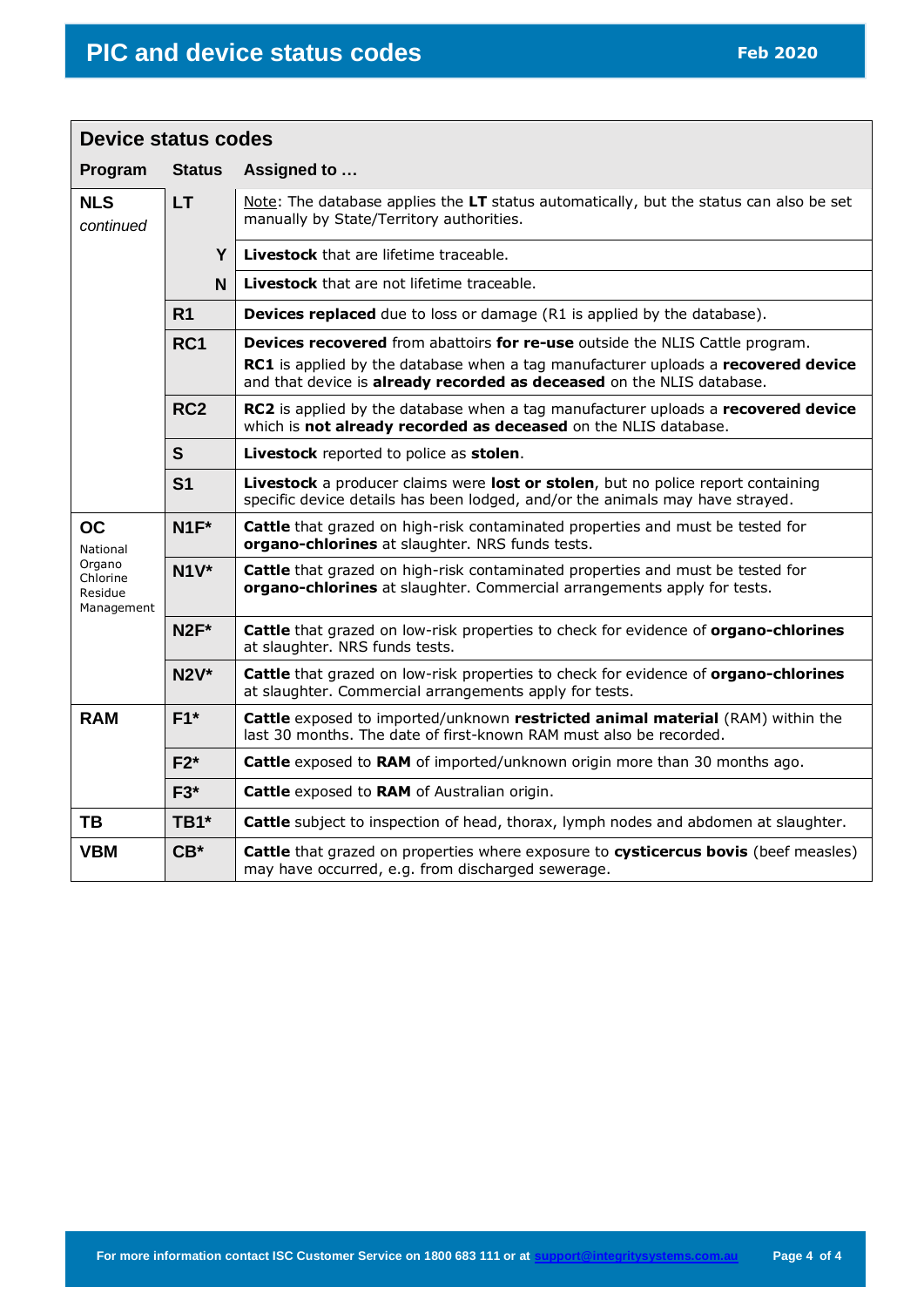# PIC and device status codes

Feb 2020

## Device status codes

| Program | Status | Assigned to … |
|---|---|---|
| **NLS** *continued* | **LT** | Note: The database applies the **LT** status automatically, but the status can also be set manually by State/Territory authorities. |
| | **Y** | **Livestock** that are lifetime traceable. |
| | **N** | **Livestock** that are not lifetime traceable. |
| | **R1** | **Devices replaced** due to loss or damage (R1 is applied by the database). |
| | **RC1** | **Devices recovered** from abattoirs **for re-use** outside the NLIS Cattle program. **RC1** is applied by the database when a tag manufacturer uploads a **recovered device** and that device is **already recorded as deceased** on the NLIS database. |
| | **RC2** | **RC2** is applied by the database when a tag manufacturer uploads a **recovered device** which is **not already recorded as deceased** on the NLIS database. |
| | **S** | **Livestock** reported to police as **stolen**. |
| | **S1** | **Livestock** a producer claims were **lost or stolen**, but no police report containing specific device details has been lodged, and/or the animals may have strayed. |
| **OC** National Organo Chlorine Residue Management | **N1F*** | **Cattle** that grazed on high-risk contaminated properties and must be tested for **organo-chlorines** at slaughter. NRS funds tests. |
| | **N1V*** | **Cattle** that grazed on high-risk contaminated properties and must be tested for **organo-chlorines** at slaughter. Commercial arrangements apply for tests. |
| | **N2F*** | **Cattle** that grazed on low-risk properties to check for evidence of **organo-chlorines** at slaughter. NRS funds tests. |
| | **N2V*** | **Cattle** that grazed on low-risk properties to check for evidence of **organo-chlorines** at slaughter. Commercial arrangements apply for tests. |
| **RAM** | **F1*** | **Cattle** exposed to imported/unknown **restricted animal material** (RAM) within the last 30 months. The date of first-known RAM must also be recorded. |
| | **F2*** | **Cattle** exposed to **RAM** of imported/unknown origin more than 30 months ago. |
| | **F3*** | **Cattle** exposed to **RAM** of Australian origin. |
| **TB** | **TB1*** | **Cattle** subject to inspection of head, thorax, lymph nodes and abdomen at slaughter. |
| **VBM** | **CB*** | **Cattle** that grazed on properties where exposure to **cysticercus bovis** (beef measles) may have occurred, e.g. from discharged sewerage. |

For more information contact ISC Customer Service on 1800 683 111 or at support@integritysystems.com.au